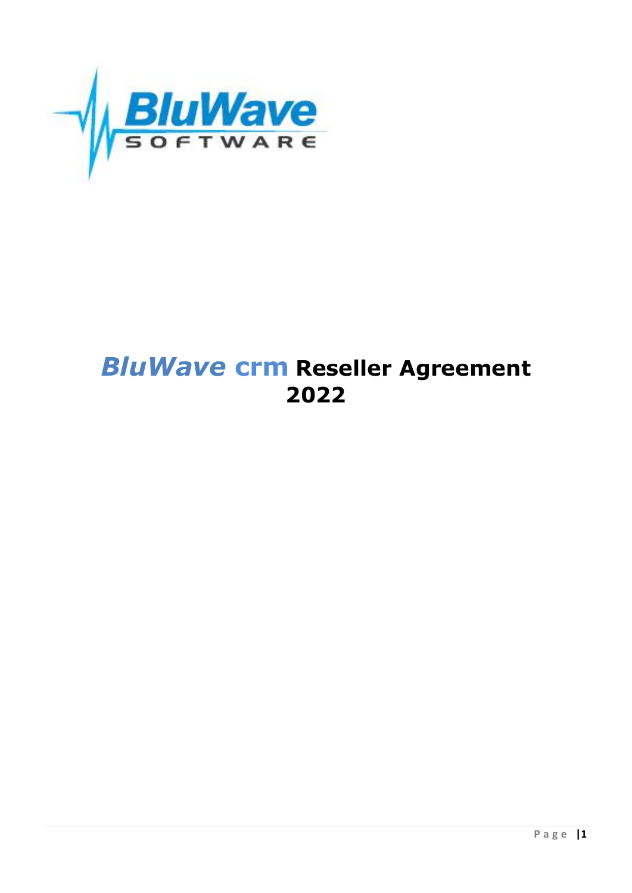# *BluWave* crm Reseller Agreement 2022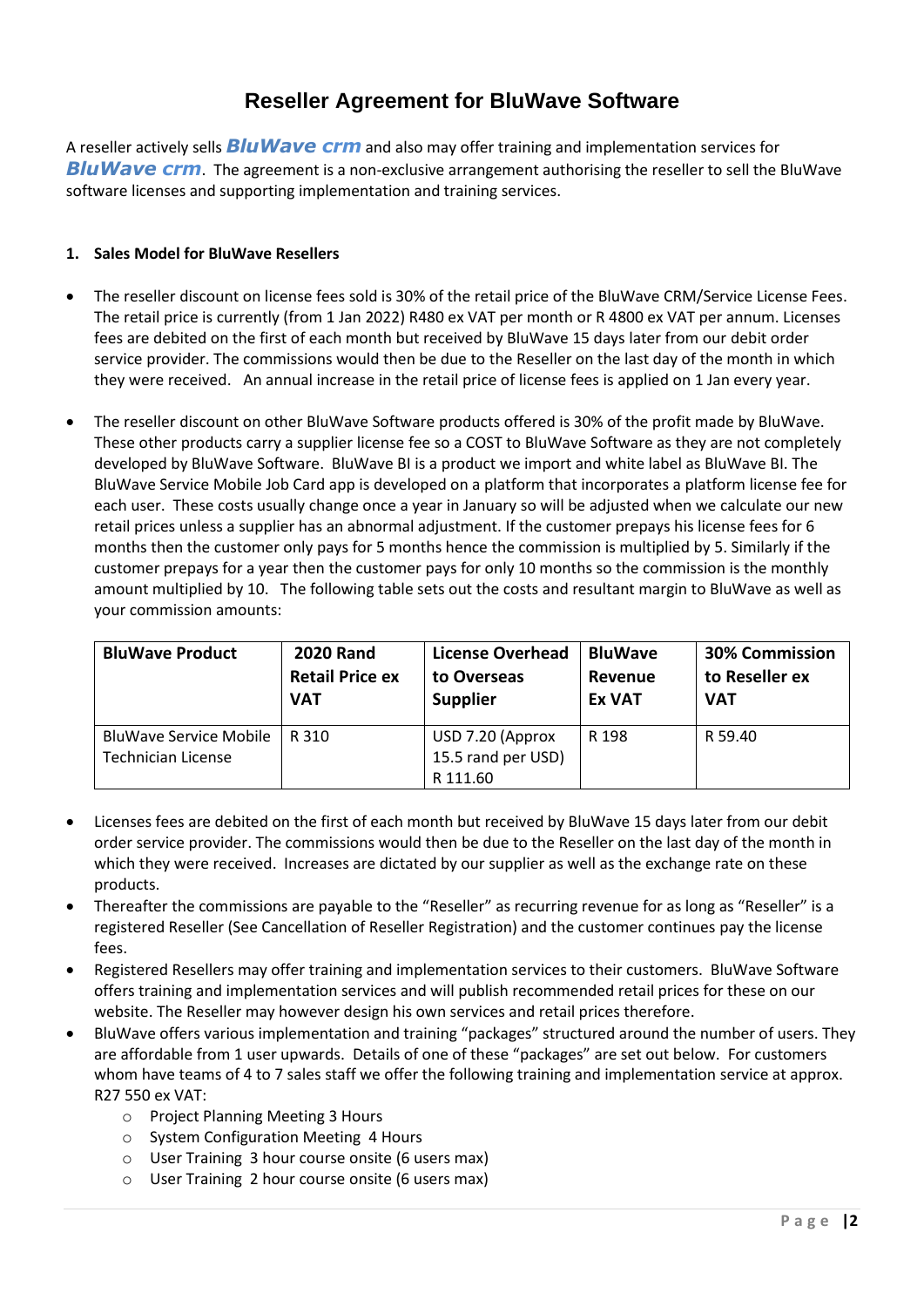# Reseller Agreement for BluWave Software

A reseller actively sells ***BluWave crm*** and also may offer training and implementation services for ***BluWave crm***. The agreement is a non-exclusive arrangement authorising the reseller to sell the BluWave software licenses and supporting implementation and training services.

**1. Sales Model for BluWave Resellers**

- The reseller discount on license fees sold is 30% of the retail price of the BluWave CRM/Service License Fees. The retail price is currently (from 1 Jan 2022) R480 ex VAT per month or R 4800 ex VAT per annum. Licenses fees are debited on the first of each month but received by BluWave 15 days later from our debit order service provider. The commissions would then be due to the Reseller on the last day of the month in which they were received. An annual increase in the retail price of license fees is applied on 1 Jan every year.

- The reseller discount on other BluWave Software products offered is 30% of the profit made by BluWave. These other products carry a supplier license fee so a COST to BluWave Software as they are not completely developed by BluWave Software. BluWave BI is a product we import and white label as BluWave BI. The BluWave Service Mobile Job Card app is developed on a platform that incorporates a platform license fee for each user. These costs usually change once a year in January so will be adjusted when we calculate our new retail prices unless a supplier has an abnormal adjustment. If the customer prepays his license fees for 6 months then the customer only pays for 5 months hence the commission is multiplied by 5. Similarly if the customer prepays for a year then the customer pays for only 10 months so the commission is the monthly amount multiplied by 10. The following table sets out the costs and resultant margin to BluWave as well as your commission amounts:

| BluWave Product | 2020 Rand Retail Price ex VAT | License Overhead to Overseas Supplier | BluWave Revenue Ex VAT | 30% Commission to Reseller ex VAT |
|---|---|---|---|---|
| BluWave Service Mobile Technician License | R 310 | USD 7.20 (Approx 15.5 rand per USD) R 111.60 | R 198 | R 59.40 |

- Licenses fees are debited on the first of each month but received by BluWave 15 days later from our debit order service provider. The commissions would then be due to the Reseller on the last day of the month in which they were received. Increases are dictated by our supplier as well as the exchange rate on these products.
- Thereafter the commissions are payable to the "Reseller" as recurring revenue for as long as "Reseller" is a registered Reseller (See Cancellation of Reseller Registration) and the customer continues pay the license fees.
- Registered Resellers may offer training and implementation services to their customers. BluWave Software offers training and implementation services and will publish recommended retail prices for these on our website. The Reseller may however design his own services and retail prices therefore.
- BluWave offers various implementation and training "packages" structured around the number of users. They are affordable from 1 user upwards. Details of one of these "packages" are set out below. For customers whom have teams of 4 to 7 sales staff we offer the following training and implementation service at approx. R27 550 ex VAT:
    - Project Planning Meeting 3 Hours
    - System Configuration Meeting 4 Hours
    - User Training 3 hour course onsite (6 users max)
    - User Training 2 hour course onsite (6 users max)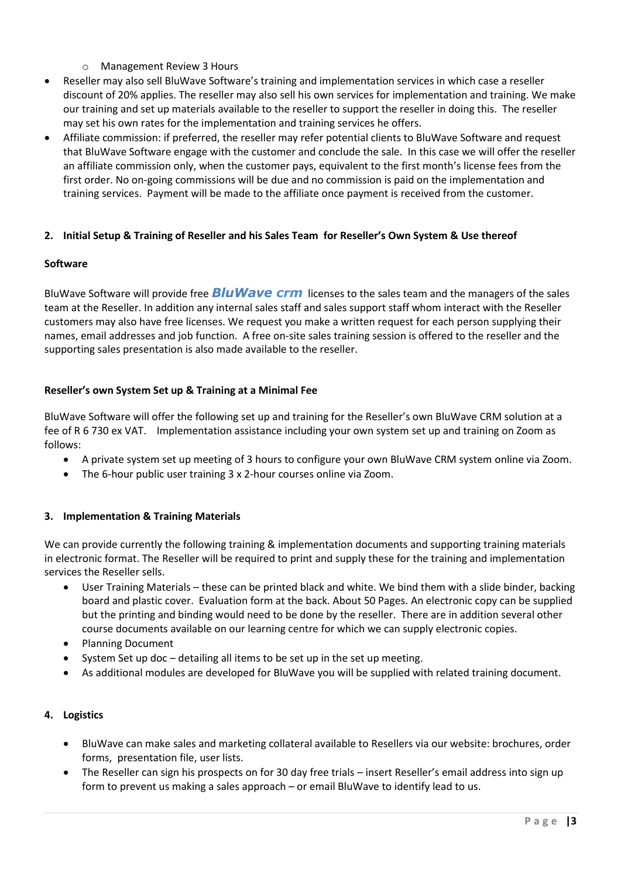- Management Review 3 Hours
- Reseller may also sell BluWave Software's training and implementation services in which case a reseller discount of 20% applies. The reseller may also sell his own services for implementation and training. We make our training and set up materials available to the reseller to support the reseller in doing this. The reseller may set his own rates for the implementation and training services he offers.
- Affiliate commission: if preferred, the reseller may refer potential clients to BluWave Software and request that BluWave Software engage with the customer and conclude the sale. In this case we will offer the reseller an affiliate commission only, when the customer pays, equivalent to the first month's license fees from the first order. No on-going commissions will be due and no commission is paid on the implementation and training services. Payment will be made to the affiliate once payment is received from the customer.

## 2. Initial Setup & Training of Reseller and his Sales Team for Reseller's Own System & Use thereof

**Software**

BluWave Software will provide free ***BluWave crm*** licenses to the sales team and the managers of the sales team at the Reseller. In addition any internal sales staff and sales support staff whom interact with the Reseller customers may also have free licenses. We request you make a written request for each person supplying their names, email addresses and job function. A free on-site sales training session is offered to the reseller and the supporting sales presentation is also made available to the reseller.

**Reseller's own System Set up & Training at a Minimal Fee**

BluWave Software will offer the following set up and training for the Reseller's own BluWave CRM solution at a fee of R 6 730 ex VAT. Implementation assistance including your own system set up and training on Zoom as follows:

- A private system set up meeting of 3 hours to configure your own BluWave CRM system online via Zoom.
- The 6-hour public user training 3 x 2-hour courses online via Zoom.

## 3. Implementation & Training Materials

We can provide currently the following training & implementation documents and supporting training materials in electronic format. The Reseller will be required to print and supply these for the training and implementation services the Reseller sells.

- User Training Materials – these can be printed black and white. We bind them with a slide binder, backing board and plastic cover. Evaluation form at the back. About 50 Pages. An electronic copy can be supplied but the printing and binding would need to be done by the reseller. There are in addition several other course documents available on our learning centre for which we can supply electronic copies.
- Planning Document
- System Set up doc – detailing all items to be set up in the set up meeting.
- As additional modules are developed for BluWave you will be supplied with related training document.

## 4. Logistics

- BluWave can make sales and marketing collateral available to Resellers via our website: brochures, order forms, presentation file, user lists.
- The Reseller can sign his prospects on for 30 day free trials – insert Reseller's email address into sign up form to prevent us making a sales approach – or email BluWave to identify lead to us.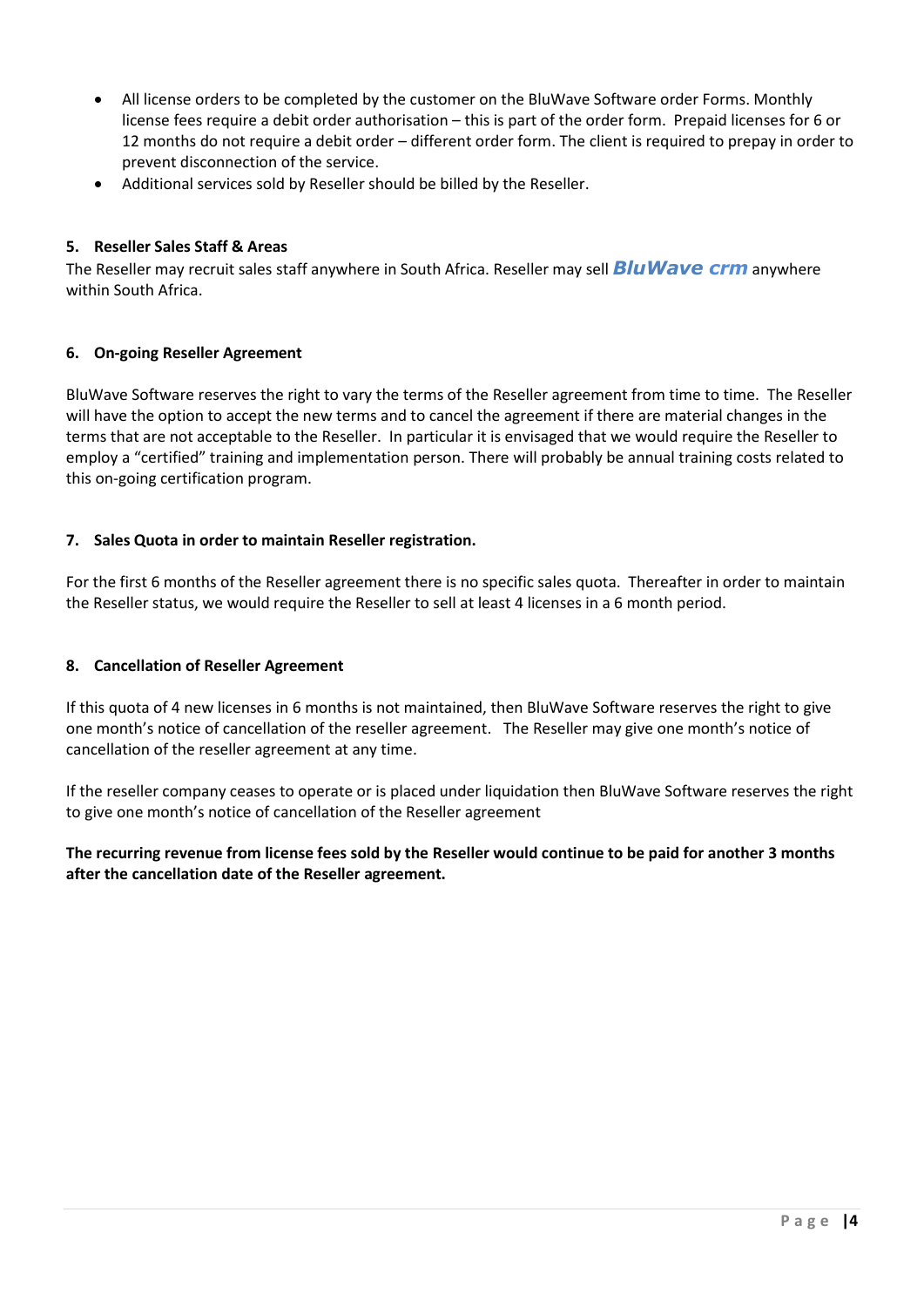- All license orders to be completed by the customer on the BluWave Software order Forms. Monthly license fees require a debit order authorisation – this is part of the order form. Prepaid licenses for 6 or 12 months do not require a debit order – different order form. The client is required to prepay in order to prevent disconnection of the service.
- Additional services sold by Reseller should be billed by the Reseller.

### 5. Reseller Sales Staff & Areas

The Reseller may recruit sales staff anywhere in South Africa. Reseller may sell ***BluWave crm*** anywhere within South Africa.

### 6. On-going Reseller Agreement

BluWave Software reserves the right to vary the terms of the Reseller agreement from time to time. The Reseller will have the option to accept the new terms and to cancel the agreement if there are material changes in the terms that are not acceptable to the Reseller. In particular it is envisaged that we would require the Reseller to employ a "certified" training and implementation person. There will probably be annual training costs related to this on-going certification program.

### 7. Sales Quota in order to maintain Reseller registration.

For the first 6 months of the Reseller agreement there is no specific sales quota. Thereafter in order to maintain the Reseller status, we would require the Reseller to sell at least 4 licenses in a 6 month period.

### 8. Cancellation of Reseller Agreement

If this quota of 4 new licenses in 6 months is not maintained, then BluWave Software reserves the right to give one month's notice of cancellation of the reseller agreement. The Reseller may give one month's notice of cancellation of the reseller agreement at any time.

If the reseller company ceases to operate or is placed under liquidation then BluWave Software reserves the right to give one month's notice of cancellation of the Reseller agreement

**The recurring revenue from license fees sold by the Reseller would continue to be paid for another 3 months after the cancellation date of the Reseller agreement.**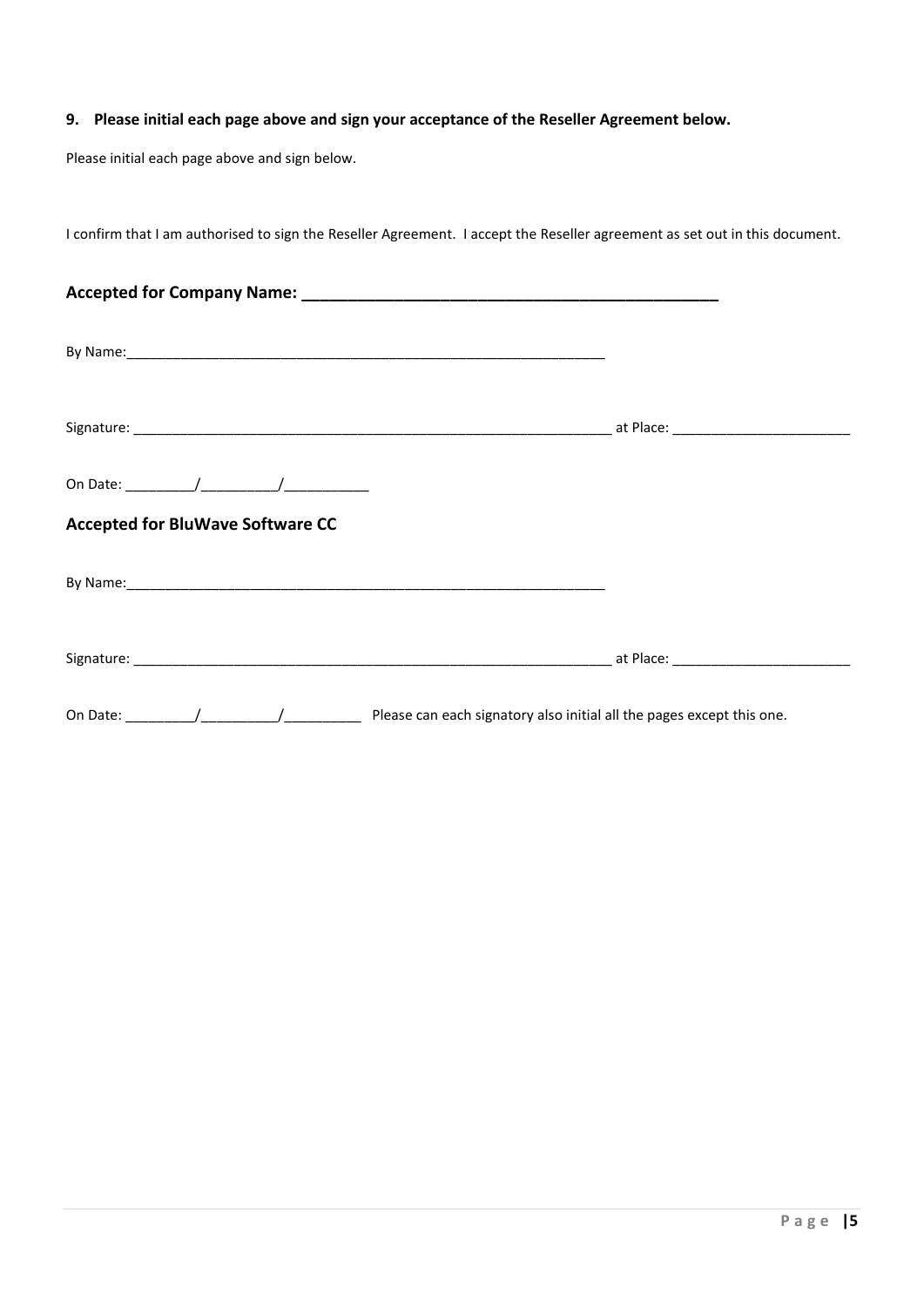**9. Please initial each page above and sign your acceptance of the Reseller Agreement below.**

Please initial each page above and sign below.

I confirm that I am authorised to sign the Reseller Agreement. I accept the Reseller agreement as set out in this document.

### Accepted for Company Name: _____________________________________________

By Name:_______________________________________________________________

Signature: _______________________________________________________________ at Place: _______________________

On Date: _________/__________/___________

### Accepted for BluWave Software CC

By Name:_______________________________________________________________

Signature: _______________________________________________________________ at Place: _______________________

On Date: _________/__________/__________ Please can each signatory also initial all the pages except this one.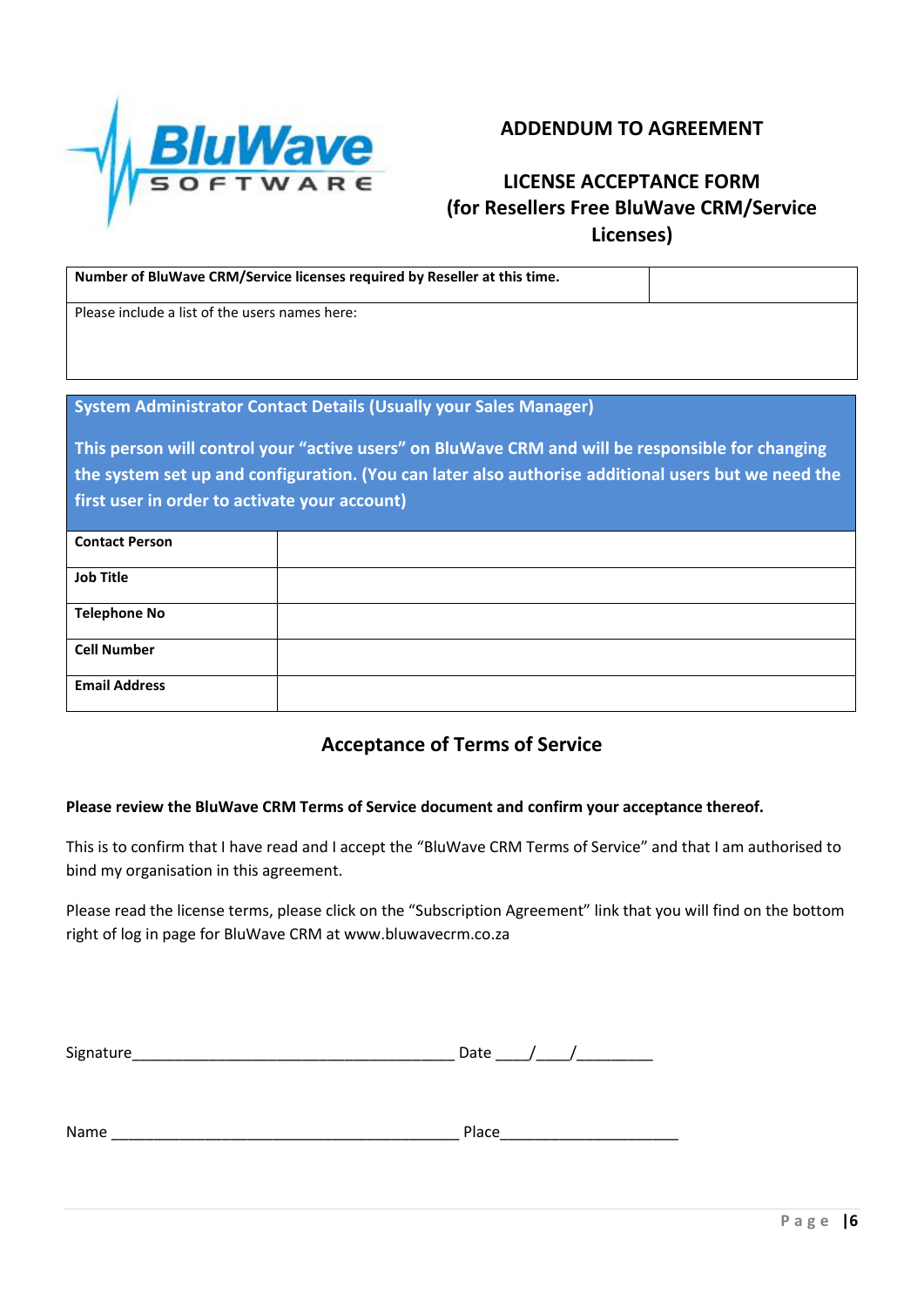# ADDENDUM TO AGREEMENT

## LICENSE ACCEPTANCE FORM
## (for Resellers Free BluWave CRM/Service Licenses)

| | |
|---|---|
| **Number of BluWave CRM/Service licenses required by Reseller at this time.** | |
| Please include a list of the users names here: | |

| | |
|---|---|
| **System Administrator Contact Details (Usually your Sales Manager)**<br><br>**This person will control your "active users" on BluWave CRM and will be responsible for changing the system set up and configuration. (You can later also authorise additional users but we need the first user in order to activate your account)** | |
| **Contact Person** | |
| **Job Title** | |
| **Telephone No** | |
| **Cell Number** | |
| **Email Address** | |

## Acceptance of Terms of Service

**Please review the BluWave CRM Terms of Service document and confirm your acceptance thereof.**

This is to confirm that I have read and I accept the "BluWave CRM Terms of Service" and that I am authorised to bind my organisation in this agreement.

Please read the license terms, please click on the "Subscription Agreement" link that you will find on the bottom right of log in page for BluWave CRM at www.bluwavecrm.co.za

Signature_______________________________________ Date ____/____/_________

Name __________________________________________ Place_____________________